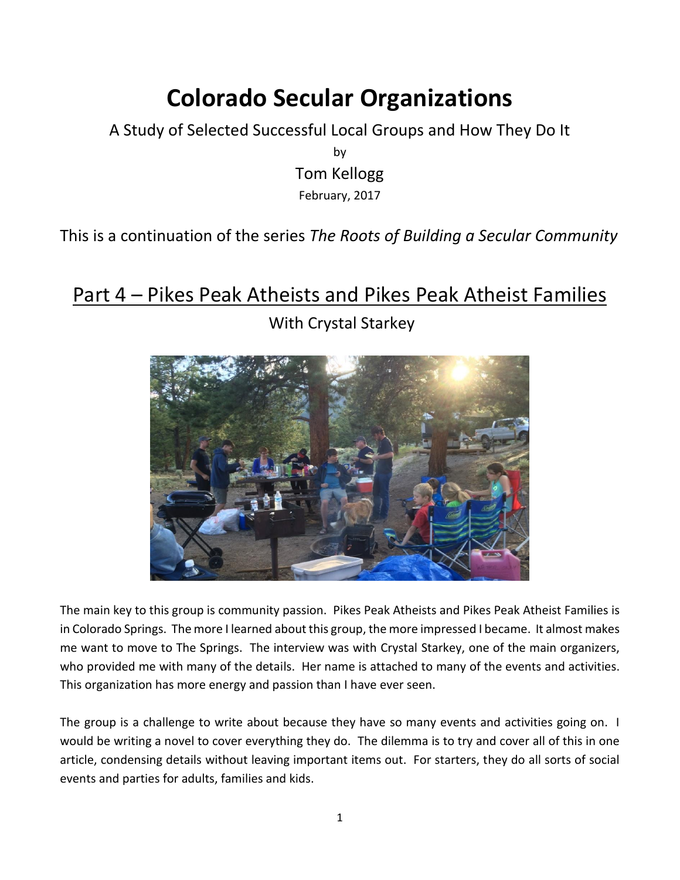# Colorado Secular Organizations

A Study of Selected Successful Local Groups and How They Do It

by

Tom Kellogg

February, 2017

This is a continuation of the series *The Roots of Building a Secular Community*

## Part 4 – Pikes Peak Atheists and Pikes Peak Atheist Families

With Crystal Starkey

The main key to this group is community passion. Pikes Peak Atheists and Pikes Peak Atheist Families is in Colorado Springs. The more I learned about this group, the more impressed I became. It almost makes me want to move to The Springs. The interview was with Crystal Starkey, one of the main organizers, who provided me with many of the details. Her name is attached to many of the events and activities. This organization has more energy and passion than I have ever seen.

The group is a challenge to write about because they have so many events and activities going on. I would be writing a novel to cover everything they do. The dilemma is to try and cover all of this in one article, condensing details without leaving important items out. For starters, they do all sorts of social events and parties for adults, families and kids.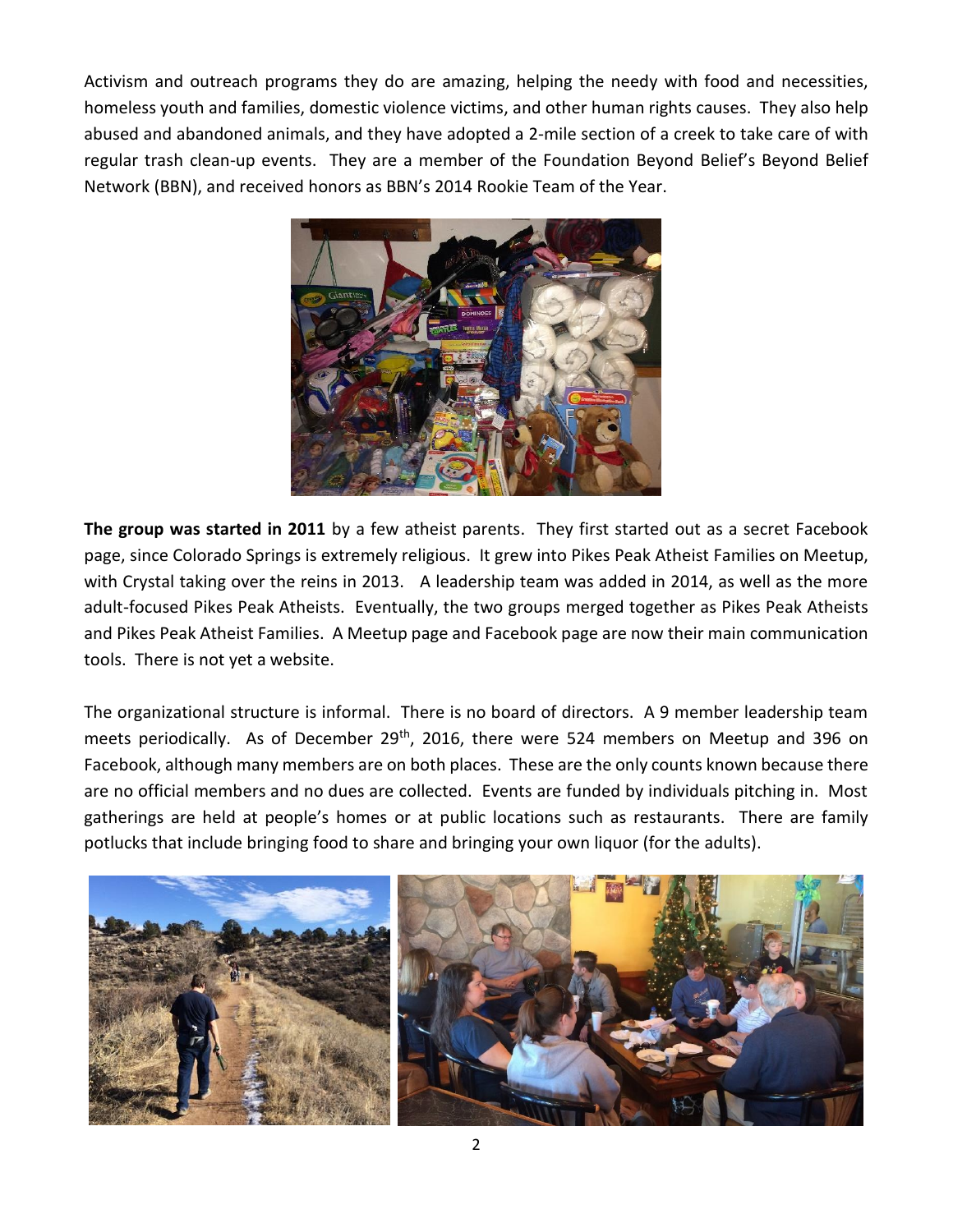Activism and outreach programs they do are amazing, helping the needy with food and necessities, homeless youth and families, domestic violence victims, and other human rights causes. They also help abused and abandoned animals, and they have adopted a 2-mile section of a creek to take care of with regular trash clean-up events. They are a member of the Foundation Beyond Belief's Beyond Belief Network (BBN), and received honors as BBN's 2014 Rookie Team of the Year.

**The group was started in 2011** by a few atheist parents. They first started out as a secret Facebook page, since Colorado Springs is extremely religious. It grew into Pikes Peak Atheist Families on Meetup, with Crystal taking over the reins in 2013. A leadership team was added in 2014, as well as the more adult-focused Pikes Peak Atheists. Eventually, the two groups merged together as Pikes Peak Atheists and Pikes Peak Atheist Families. A Meetup page and Facebook page are now their main communication tools. There is not yet a website.

The organizational structure is informal. There is no board of directors. A 9 member leadership team meets periodically. As of December 29th, 2016, there were 524 members on Meetup and 396 on Facebook, although many members are on both places. These are the only counts known because there are no official members and no dues are collected. Events are funded by individuals pitching in. Most gatherings are held at people's homes or at public locations such as restaurants. There are family potlucks that include bringing food to share and bringing your own liquor (for the adults).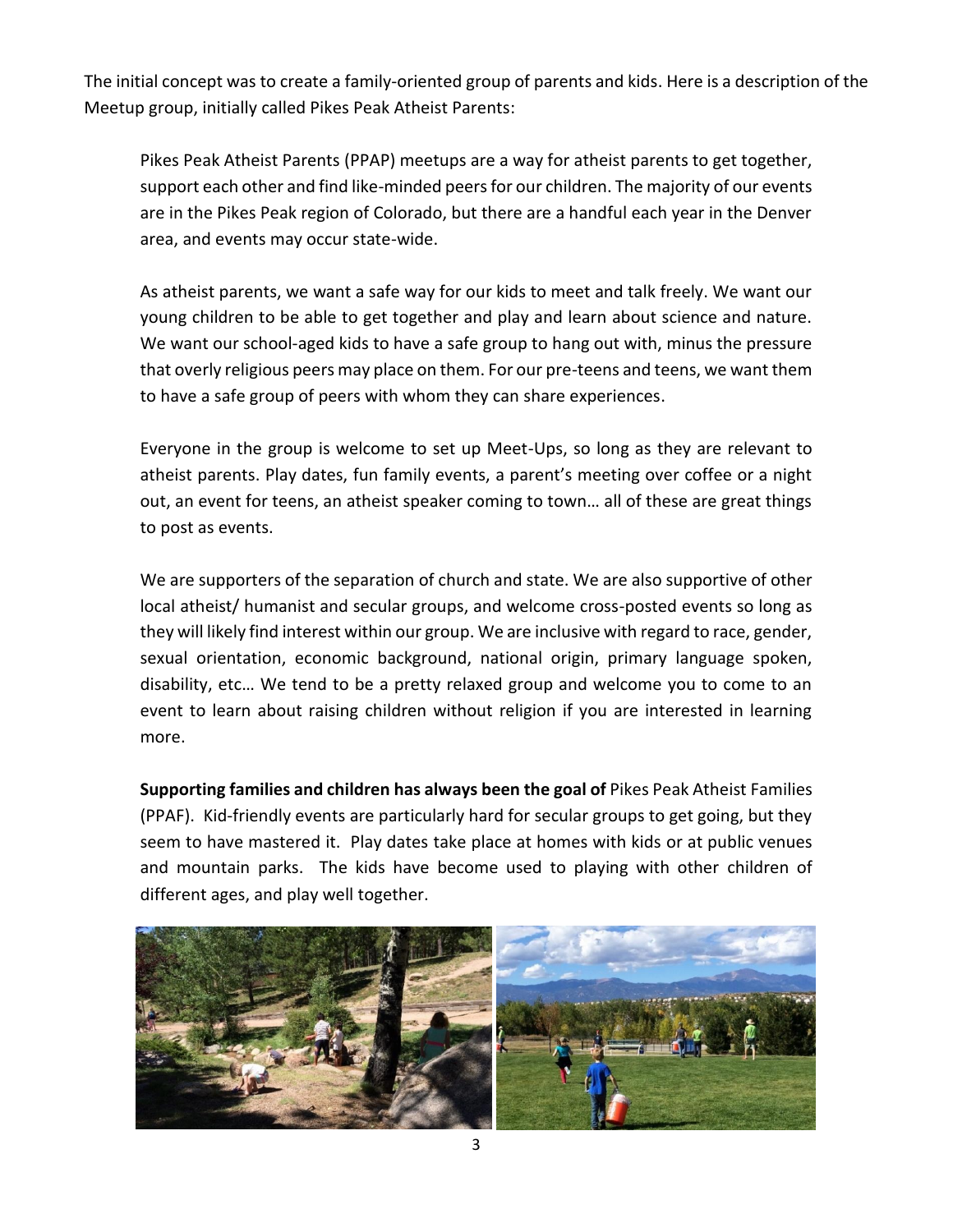The initial concept was to create a family-oriented group of parents and kids. Here is a description of the Meetup group, initially called Pikes Peak Atheist Parents:

> Pikes Peak Atheist Parents (PPAP) meetups are a way for atheist parents to get together, support each other and find like-minded peers for our children. The majority of our events are in the Pikes Peak region of Colorado, but there are a handful each year in the Denver area, and events may occur state-wide.
>
> As atheist parents, we want a safe way for our kids to meet and talk freely. We want our young children to be able to get together and play and learn about science and nature. We want our school-aged kids to have a safe group to hang out with, minus the pressure that overly religious peers may place on them. For our pre-teens and teens, we want them to have a safe group of peers with whom they can share experiences.
>
> Everyone in the group is welcome to set up Meet-Ups, so long as they are relevant to atheist parents. Play dates, fun family events, a parent's meeting over coffee or a night out, an event for teens, an atheist speaker coming to town… all of these are great things to post as events.
>
> We are supporters of the separation of church and state. We are also supportive of other local atheist/ humanist and secular groups, and welcome cross-posted events so long as they will likely find interest within our group. We are inclusive with regard to race, gender, sexual orientation, economic background, national origin, primary language spoken, disability, etc… We tend to be a pretty relaxed group and welcome you to come to an event to learn about raising children without religion if you are interested in learning more.

**Supporting families and children has always been the goal of** Pikes Peak Atheist Families (PPAF). Kid-friendly events are particularly hard for secular groups to get going, but they seem to have mastered it. Play dates take place at homes with kids or at public venues and mountain parks. The kids have become used to playing with other children of different ages, and play well together.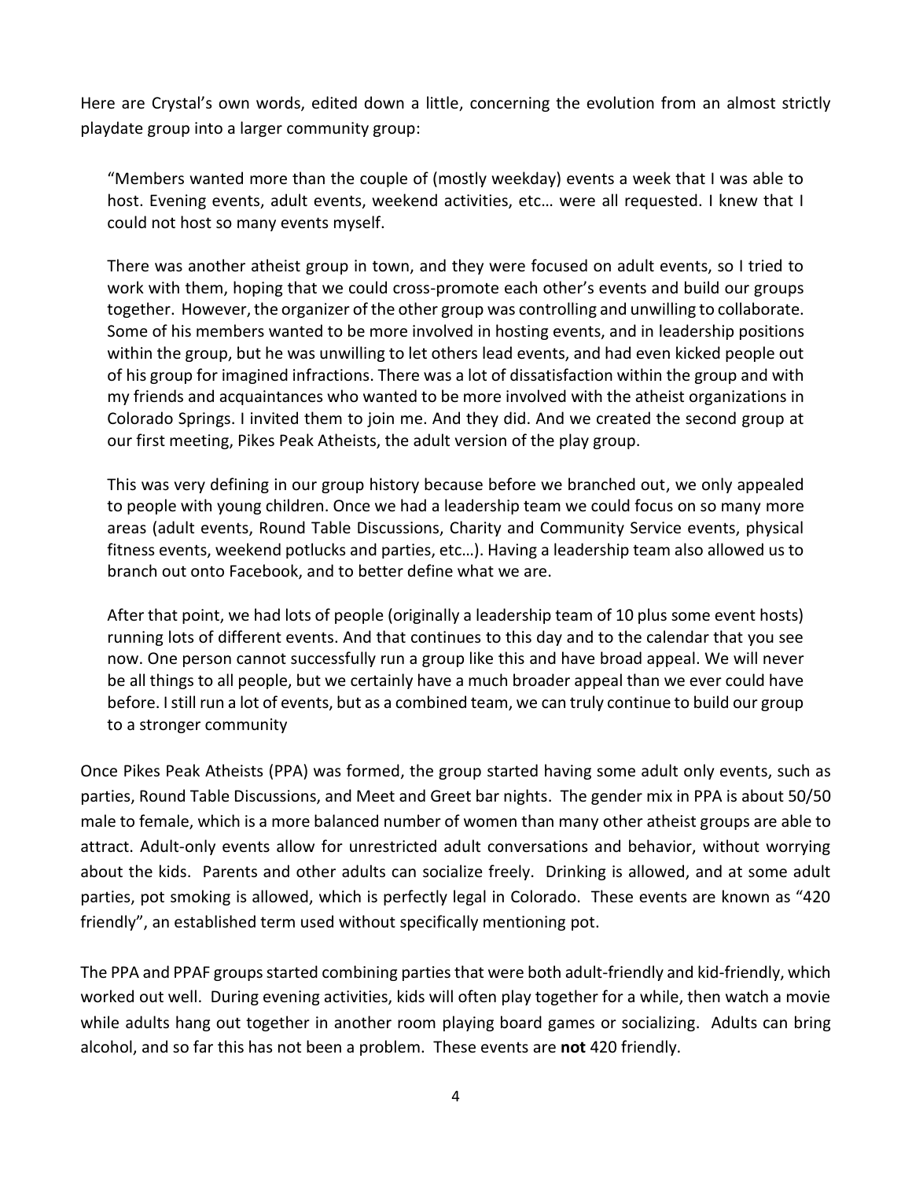Here are Crystal's own words, edited down a little, concerning the evolution from an almost strictly playdate group into a larger community group:

> "Members wanted more than the couple of (mostly weekday) events a week that I was able to host. Evening events, adult events, weekend activities, etc… were all requested. I knew that I could not host so many events myself.
>
> There was another atheist group in town, and they were focused on adult events, so I tried to work with them, hoping that we could cross-promote each other's events and build our groups together. However, the organizer of the other group was controlling and unwilling to collaborate. Some of his members wanted to be more involved in hosting events, and in leadership positions within the group, but he was unwilling to let others lead events, and had even kicked people out of his group for imagined infractions. There was a lot of dissatisfaction within the group and with my friends and acquaintances who wanted to be more involved with the atheist organizations in Colorado Springs. I invited them to join me. And they did. And we created the second group at our first meeting, Pikes Peak Atheists, the adult version of the play group.
>
> This was very defining in our group history because before we branched out, we only appealed to people with young children. Once we had a leadership team we could focus on so many more areas (adult events, Round Table Discussions, Charity and Community Service events, physical fitness events, weekend potlucks and parties, etc…). Having a leadership team also allowed us to branch out onto Facebook, and to better define what we are.
>
> After that point, we had lots of people (originally a leadership team of 10 plus some event hosts) running lots of different events. And that continues to this day and to the calendar that you see now. One person cannot successfully run a group like this and have broad appeal. We will never be all things to all people, but we certainly have a much broader appeal than we ever could have before. I still run a lot of events, but as a combined team, we can truly continue to build our group to a stronger community

Once Pikes Peak Atheists (PPA) was formed, the group started having some adult only events, such as parties, Round Table Discussions, and Meet and Greet bar nights. The gender mix in PPA is about 50/50 male to female, which is a more balanced number of women than many other atheist groups are able to attract. Adult-only events allow for unrestricted adult conversations and behavior, without worrying about the kids. Parents and other adults can socialize freely. Drinking is allowed, and at some adult parties, pot smoking is allowed, which is perfectly legal in Colorado. These events are known as "420 friendly", an established term used without specifically mentioning pot.

The PPA and PPAF groups started combining parties that were both adult-friendly and kid-friendly, which worked out well. During evening activities, kids will often play together for a while, then watch a movie while adults hang out together in another room playing board games or socializing. Adults can bring alcohol, and so far this has not been a problem. These events are **not** 420 friendly.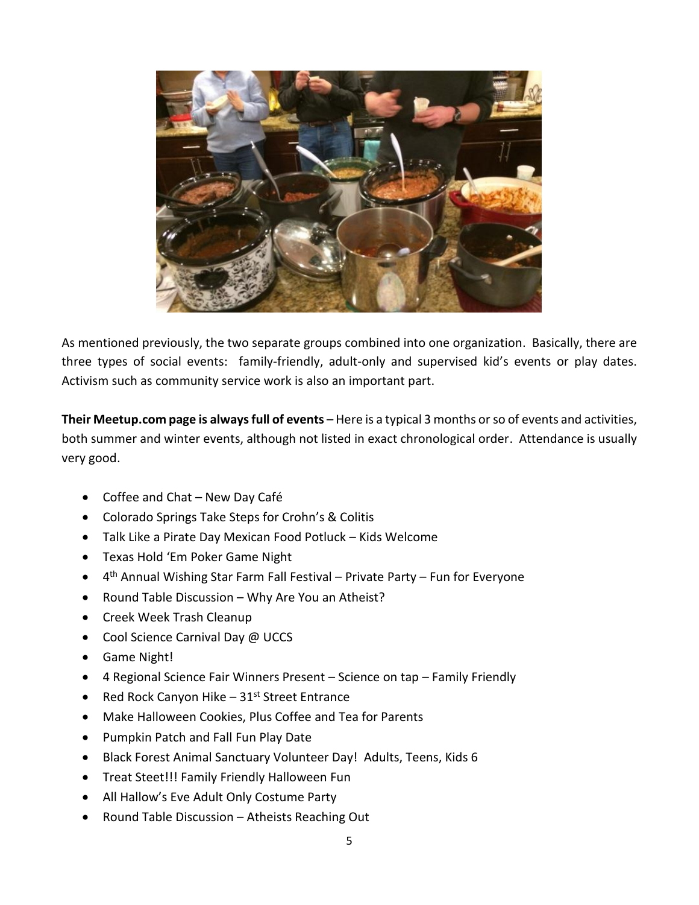As mentioned previously, the two separate groups combined into one organization. Basically, there are three types of social events: family-friendly, adult-only and supervised kid's events or play dates. Activism such as community service work is also an important part.

**Their Meetup.com page is always full of events** – Here is a typical 3 months or so of events and activities, both summer and winter events, although not listed in exact chronological order. Attendance is usually very good.

- Coffee and Chat – New Day Café
- Colorado Springs Take Steps for Crohn's & Colitis
- Talk Like a Pirate Day Mexican Food Potluck – Kids Welcome
- Texas Hold 'Em Poker Game Night
- 4th Annual Wishing Star Farm Fall Festival – Private Party – Fun for Everyone
- Round Table Discussion – Why Are You an Atheist?
- Creek Week Trash Cleanup
- Cool Science Carnival Day @ UCCS
- Game Night!
- 4 Regional Science Fair Winners Present – Science on tap – Family Friendly
- Red Rock Canyon Hike – 31st Street Entrance
- Make Halloween Cookies, Plus Coffee and Tea for Parents
- Pumpkin Patch and Fall Fun Play Date
- Black Forest Animal Sanctuary Volunteer Day! Adults, Teens, Kids 6
- Treat Steet!!! Family Friendly Halloween Fun
- All Hallow's Eve Adult Only Costume Party
- Round Table Discussion – Atheists Reaching Out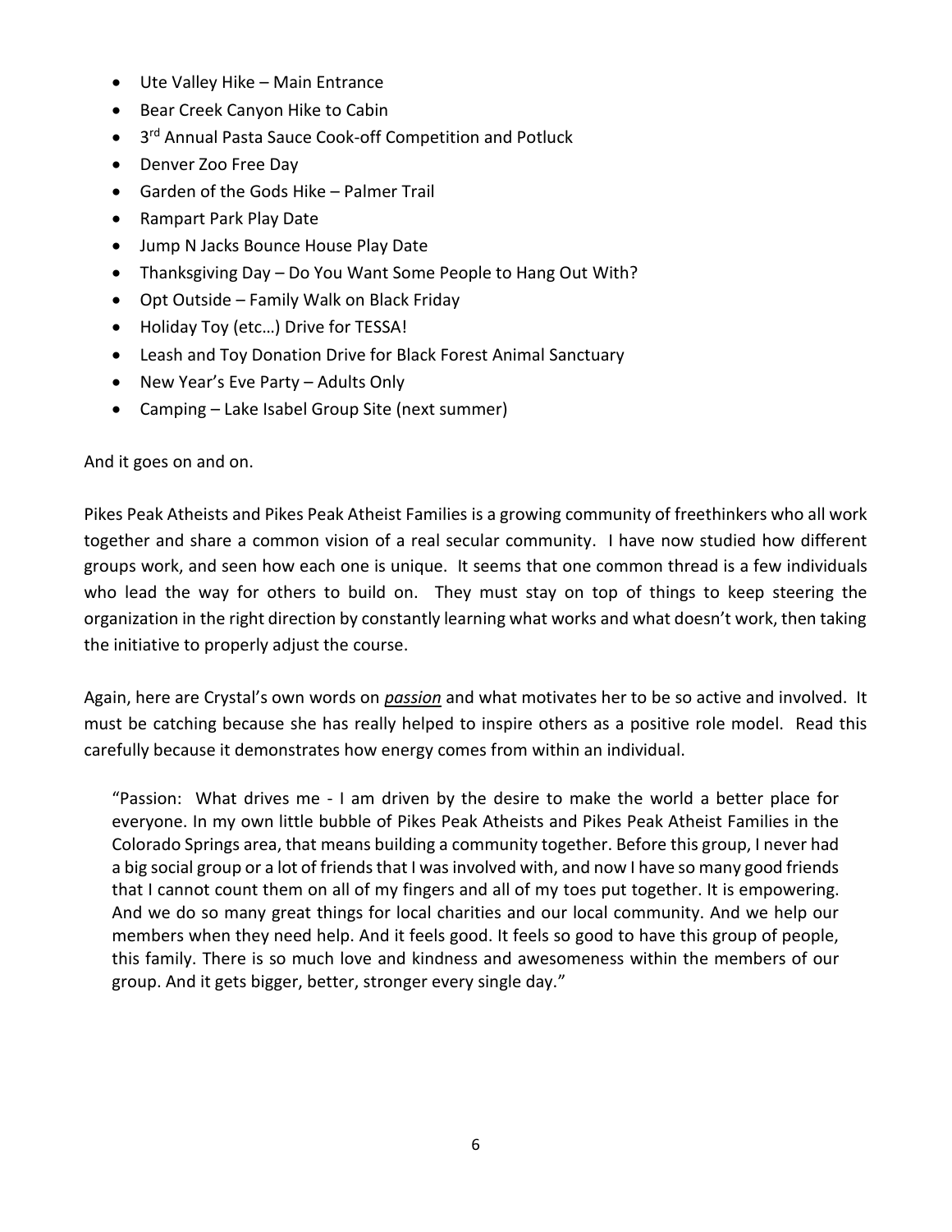- Ute Valley Hike – Main Entrance
- Bear Creek Canyon Hike to Cabin
- 3rd Annual Pasta Sauce Cook-off Competition and Potluck
- Denver Zoo Free Day
- Garden of the Gods Hike – Palmer Trail
- Rampart Park Play Date
- Jump N Jacks Bounce House Play Date
- Thanksgiving Day – Do You Want Some People to Hang Out With?
- Opt Outside – Family Walk on Black Friday
- Holiday Toy (etc…) Drive for TESSA!
- Leash and Toy Donation Drive for Black Forest Animal Sanctuary
- New Year's Eve Party – Adults Only
- Camping – Lake Isabel Group Site (next summer)

And it goes on and on.

Pikes Peak Atheists and Pikes Peak Atheist Families is a growing community of freethinkers who all work together and share a common vision of a real secular community. I have now studied how different groups work, and seen how each one is unique. It seems that one common thread is a few individuals who lead the way for others to build on. They must stay on top of things to keep steering the organization in the right direction by constantly learning what works and what doesn't work, then taking the initiative to properly adjust the course.

Again, here are Crystal's own words on ***passion*** and what motivates her to be so active and involved. It must be catching because she has really helped to inspire others as a positive role model. Read this carefully because it demonstrates how energy comes from within an individual.

> "Passion: What drives me - I am driven by the desire to make the world a better place for everyone. In my own little bubble of Pikes Peak Atheists and Pikes Peak Atheist Families in the Colorado Springs area, that means building a community together. Before this group, I never had a big social group or a lot of friends that I was involved with, and now I have so many good friends that I cannot count them on all of my fingers and all of my toes put together. It is empowering. And we do so many great things for local charities and our local community. And we help our members when they need help. And it feels good. It feels so good to have this group of people, this family. There is so much love and kindness and awesomeness within the members of our group. And it gets bigger, better, stronger every single day."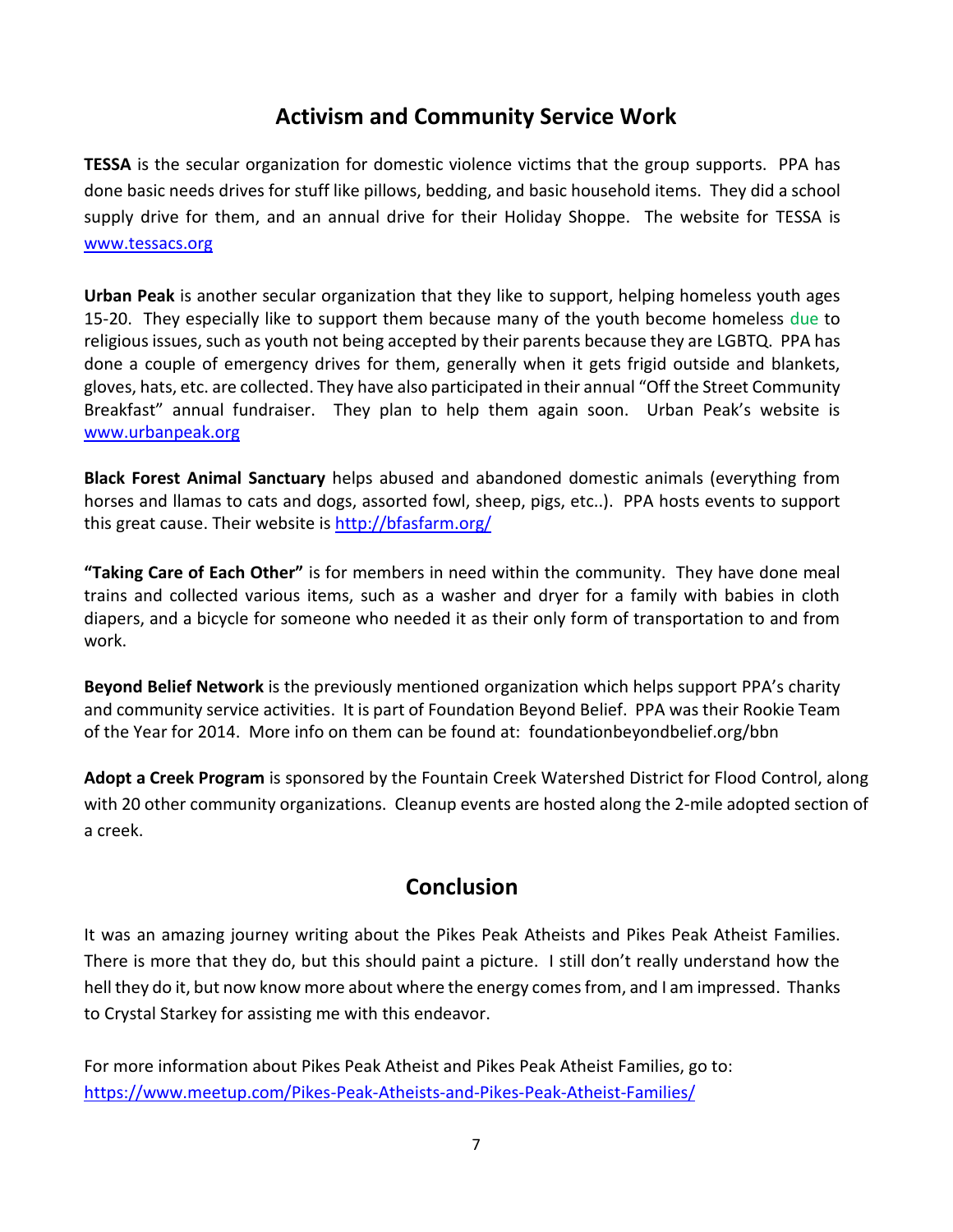## Activism and Community Service Work

**TESSA** is the secular organization for domestic violence victims that the group supports. PPA has done basic needs drives for stuff like pillows, bedding, and basic household items. They did a school supply drive for them, and an annual drive for their Holiday Shoppe. The website for TESSA is [www.tessacs.org](www.tessacs.org)

**Urban Peak** is another secular organization that they like to support, helping homeless youth ages 15-20. They especially like to support them because many of the youth become homeless due to religious issues, such as youth not being accepted by their parents because they are LGBTQ. PPA has done a couple of emergency drives for them, generally when it gets frigid outside and blankets, gloves, hats, etc. are collected. They have also participated in their annual "Off the Street Community Breakfast" annual fundraiser. They plan to help them again soon. Urban Peak's website is [www.urbanpeak.org](www.urbanpeak.org)

**Black Forest Animal Sanctuary** helps abused and abandoned domestic animals (everything from horses and llamas to cats and dogs, assorted fowl, sheep, pigs, etc..). PPA hosts events to support this great cause. Their website is [http://bfasfarm.org/](http://bfasfarm.org/)

**"Taking Care of Each Other"** is for members in need within the community. They have done meal trains and collected various items, such as a washer and dryer for a family with babies in cloth diapers, and a bicycle for someone who needed it as their only form of transportation to and from work.

**Beyond Belief Network** is the previously mentioned organization which helps support PPA's charity and community service activities. It is part of Foundation Beyond Belief. PPA was their Rookie Team of the Year for 2014. More info on them can be found at: foundationbeyondbelief.org/bbn

**Adopt a Creek Program** is sponsored by the Fountain Creek Watershed District for Flood Control, along with 20 other community organizations. Cleanup events are hosted along the 2-mile adopted section of a creek.

## Conclusion

It was an amazing journey writing about the Pikes Peak Atheists and Pikes Peak Atheist Families. There is more that they do, but this should paint a picture. I still don't really understand how the hell they do it, but now know more about where the energy comes from, and I am impressed. Thanks to Crystal Starkey for assisting me with this endeavor.

For more information about Pikes Peak Atheist and Pikes Peak Atheist Families, go to:
[https://www.meetup.com/Pikes-Peak-Atheists-and-Pikes-Peak-Atheist-Families/](https://www.meetup.com/Pikes-Peak-Atheists-and-Pikes-Peak-Atheist-Families/)